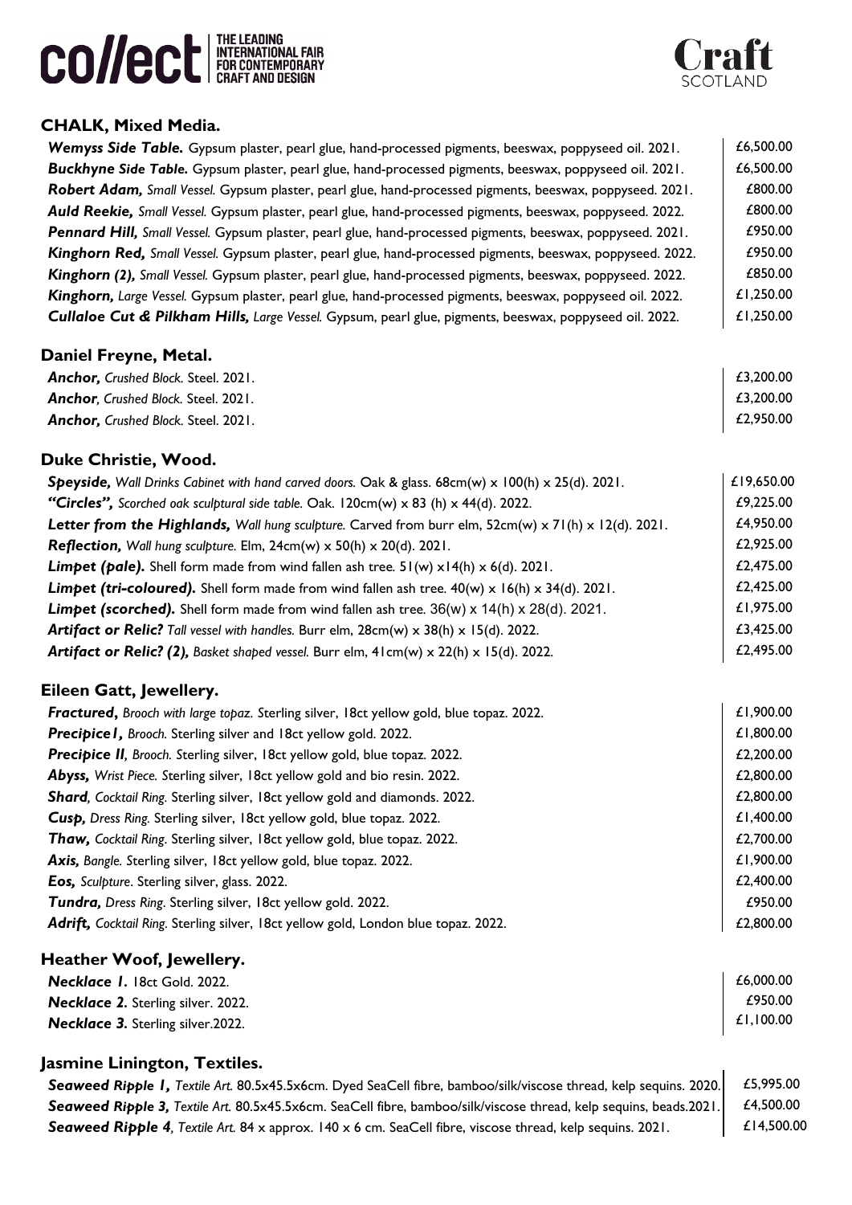collect | THE LEADING INTERNATIONAL FAIR FOR CONTEMPORARY CRAFT AND DESIGN

Craft SCOTLAND

## CHALK, Mixed Media.

| | |
|---|---|
| ***Wemyss Side Table.*** Gypsum plaster, pearl glue, hand-processed pigments, beeswax, poppyseed oil. 2021. | £6,500.00 |
| ***Buckhyne Side Table.*** Gypsum plaster, pearl glue, hand-processed pigments, beeswax, poppyseed oil. 2021. | £6,500.00 |
| ***Robert Adam,*** *Small Vessel.* Gypsum plaster, pearl glue, hand-processed pigments, beeswax, poppyseed. 2021. | £800.00 |
| ***Auld Reekie,*** *Small Vessel.* Gypsum plaster, pearl glue, hand-processed pigments, beeswax, poppyseed. 2022. | £800.00 |
| ***Pennard Hill,*** *Small Vessel.* Gypsum plaster, pearl glue, hand-processed pigments, beeswax, poppyseed. 2021. | £950.00 |
| ***Kinghorn Red,*** *Small Vessel.* Gypsum plaster, pearl glue, hand-processed pigments, beeswax, poppyseed. 2022. | £950.00 |
| ***Kinghorn (2),*** *Small Vessel.* Gypsum plaster, pearl glue, hand-processed pigments, beeswax, poppyseed. 2022. | £850.00 |
| ***Kinghorn,*** *Large Vessel.* Gypsum plaster, pearl glue, hand-processed pigments, beeswax, poppyseed oil. 2022. | £1,250.00 |
| ***Cullaloe Cut & Pilkham Hills,*** *Large Vessel.* Gypsum, pearl glue, pigments, beeswax, poppyseed oil. 2022. | £1,250.00 |

## Daniel Freyne, Metal.

| | |
|---|---|
| ***Anchor,*** *Crushed Block.* Steel. 2021. | £3,200.00 |
| ***Anchor****, Crushed Block.* Steel. 2021. | £3,200.00 |
| ***Anchor,*** *Crushed Block.* Steel. 2021. | £2,950.00 |

## Duke Christie, Wood.

| | |
|---|---|
| ***Speyside,*** *Wall Drinks Cabinet with hand carved doors.* Oak & glass. 68cm(w) x 100(h) x 25(d). 2021. | £19,650.00 |
| ***"Circles",*** *Scorched oak sculptural side table.* Oak. 120cm(w) x 83 (h) x 44(d). 2022. | £9,225.00 |
| ***Letter from the Highlands,*** *Wall hung sculpture.* Carved from burr elm, 52cm(w) x 71(h) x 12(d). 2021. | £4,950.00 |
| ***Reflection,*** *Wall hung sculpture.* Elm, 24cm(w) x 50(h) x 20(d). 2021. | £2,925.00 |
| ***Limpet (pale).*** Shell form made from wind fallen ash tree. 51(w) x14(h) x 6(d). 2021. | £2,475.00 |
| ***Limpet (tri-coloured).*** Shell form made from wind fallen ash tree. 40(w) x 16(h) x 34(d). 2021. | £2,425.00 |
| ***Limpet (scorched).*** Shell form made from wind fallen ash tree. 36(w) x 14(h) x 28(d). 2021. | £1,975.00 |
| ***Artifact or Relic?*** *Tall vessel with handles.* Burr elm, 28cm(w) x 38(h) x 15(d). 2022. | £3,425.00 |
| ***Artifact or Relic? (2),*** *Basket shaped vessel.* Burr elm, 41cm(w) x 22(h) x 15(d). 2022. | £2,495.00 |

## Eileen Gatt, Jewellery.

| | |
|---|---|
| ***Fractured,*** *Brooch with large topaz.* Sterling silver, 18ct yellow gold, blue topaz. 2022. | £1,900.00 |
| ***Precipice I,*** *Brooch.* Sterling silver and 18ct yellow gold. 2022. | £1,800.00 |
| ***Precipice II,*** *Brooch.* Sterling silver, 18ct yellow gold, blue topaz. 2022. | £2,200.00 |
| ***Abyss,*** *Wrist Piece.* Sterling silver, 18ct yellow gold and bio resin. 2022. | £2,800.00 |
| ***Shard****, Cocktail Ring.* Sterling silver, 18ct yellow gold and diamonds. 2022. | £2,800.00 |
| ***Cusp,*** *Dress Ring.* Sterling silver, 18ct yellow gold, blue topaz. 2022. | £1,400.00 |
| ***Thaw,*** *Cocktail Ring.* Sterling silver, 18ct yellow gold, blue topaz. 2022. | £2,700.00 |
| ***Axis,*** *Bangle.* Sterling silver, 18ct yellow gold, blue topaz. 2022. | £1,900.00 |
| ***Eos,*** *Sculpture.* Sterling silver, glass. 2022. | £2,400.00 |
| ***Tundra,*** *Dress Ring.* Sterling silver, 18ct yellow gold. 2022. | £950.00 |
| ***Adrift,*** *Cocktail Ring.* Sterling silver, 18ct yellow gold, London blue topaz. 2022. | £2,800.00 |

## Heather Woof, Jewellery.

| | |
|---|---|
| ***Necklace 1.*** 18ct Gold. 2022. | £6,000.00 |
| ***Necklace 2.*** Sterling silver. 2022. | £950.00 |
| ***Necklace 3.*** Sterling silver.2022. | £1,100.00 |

## Jasmine Linington, Textiles.

| | |
|---|---|
| ***Seaweed Ripple 1,*** *Textile Art.* 80.5x45.5x6cm. Dyed SeaCell fibre, bamboo/silk/viscose thread, kelp sequins. 2020. | £5,995.00 |
| ***Seaweed Ripple 3,*** *Textile Art.* 80.5x45.5x6cm. SeaCell fibre, bamboo/silk/viscose thread, kelp sequins, beads.2021. | £4,500.00 |
| ***Seaweed Ripple 4****, Textile Art.* 84 x approx. 140 x 6 cm. SeaCell fibre, viscose thread, kelp sequins. 2021. | £14,500.00 |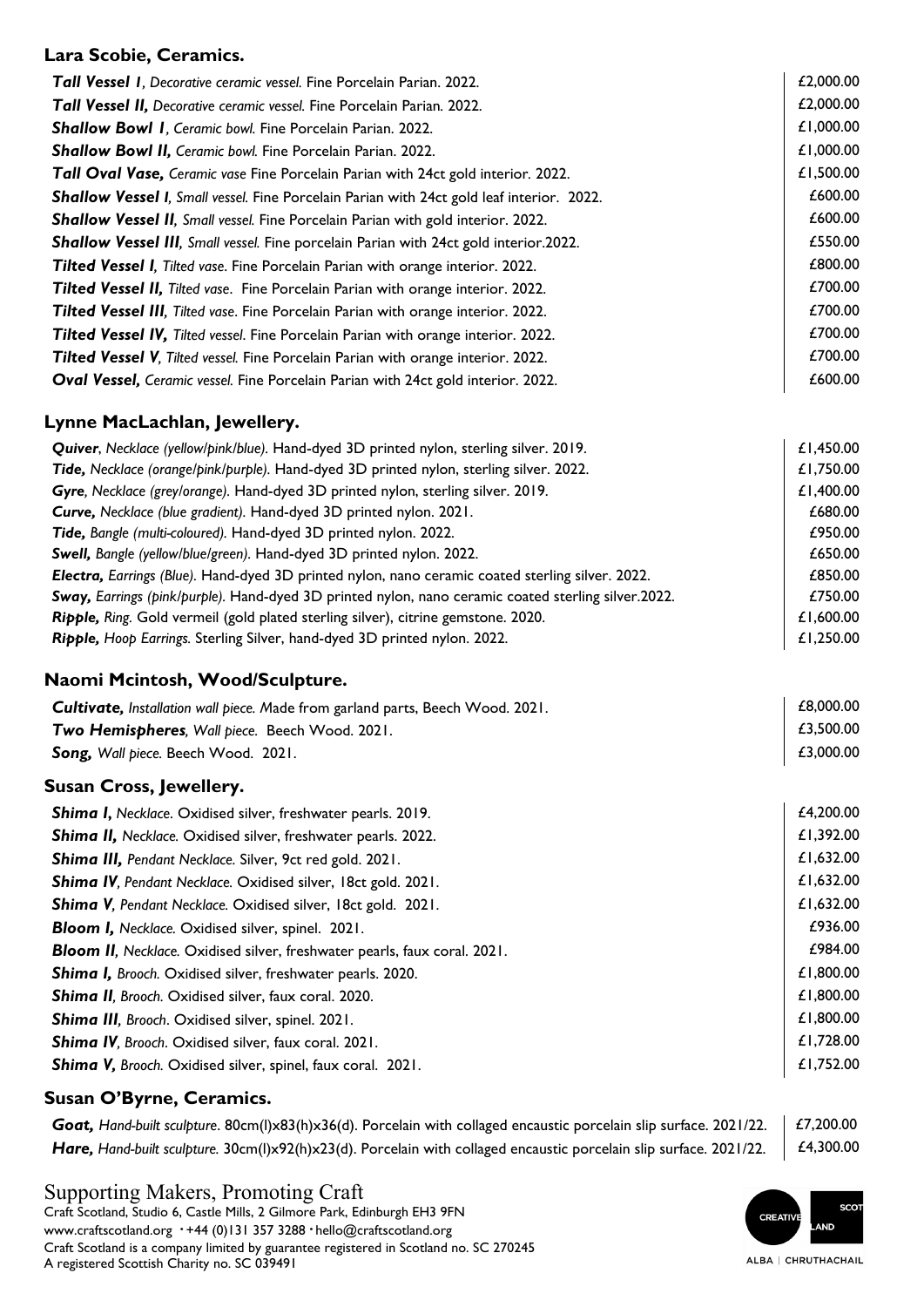## Lara Scobie, Ceramics.

| | |
|---|---|
| ***Tall Vessel I**, Decorative ceramic vessel.* Fine Porcelain Parian. 2022. | £2,000.00 |
| ***Tall Vessel II,** Decorative ceramic vessel.* Fine Porcelain Parian. 2022. | £2,000.00 |
| ***Shallow Bowl I**, Ceramic bowl.* Fine Porcelain Parian. 2022. | £1,000.00 |
| ***Shallow Bowl II,** Ceramic bowl.* Fine Porcelain Parian. 2022. | £1,000.00 |
| ***Tall Oval Vase,** Ceramic vase* Fine Porcelain Parian with 24ct gold interior. 2022. | £1,500.00 |
| ***Shallow Vessel I**, Small vessel.* Fine Porcelain Parian with 24ct gold leaf interior. 2022. | £600.00 |
| ***Shallow Vessel II**, Small vessel.* Fine Porcelain Parian with gold interior. 2022. | £600.00 |
| ***Shallow Vessel III**, Small vessel.* Fine porcelain Parian with 24ct gold interior.2022. | £550.00 |
| ***Tilted Vessel I**, Tilted vase.* Fine Porcelain Parian with orange interior. 2022. | £800.00 |
| ***Tilted Vessel II,** Tilted vase.* Fine Porcelain Parian with orange interior. 2022. | £700.00 |
| ***Tilted Vessel III**, Tilted vase.* Fine Porcelain Parian with orange interior. 2022. | £700.00 |
| ***Tilted Vessel IV,** Tilted vessel.* Fine Porcelain Parian with orange interior. 2022. | £700.00 |
| ***Tilted Vessel V**, Tilted vessel.* Fine Porcelain Parian with orange interior. 2022. | £700.00 |
| ***Oval Vessel,** Ceramic vessel.* Fine Porcelain Parian with 24ct gold interior. 2022. | £600.00 |

## Lynne MacLachlan, Jewellery.

| | |
|---|---|
| ***Quiver**, Necklace (yellow/pink/blue).* Hand-dyed 3D printed nylon, sterling silver. 2019. | £1,450.00 |
| ***Tide,** Necklace (orange/pink/purple).* Hand-dyed 3D printed nylon, sterling silver. 2022. | £1,750.00 |
| ***Gyre**, Necklace (grey/orange).* Hand-dyed 3D printed nylon, sterling silver. 2019. | £1,400.00 |
| ***Curve,** Necklace (blue gradient).* Hand-dyed 3D printed nylon. 2021. | £680.00 |
| ***Tide,** Bangle (multi-coloured).* Hand-dyed 3D printed nylon. 2022. | £950.00 |
| ***Swell,** Bangle (yellow/blue/green).* Hand-dyed 3D printed nylon. 2022. | £650.00 |
| ***Electra,** Earrings (Blue).* Hand-dyed 3D printed nylon, nano ceramic coated sterling silver. 2022. | £850.00 |
| ***Sway,** Earrings (pink/purple).* Hand-dyed 3D printed nylon, nano ceramic coated sterling silver.2022. | £750.00 |
| ***Ripple,** Ring.* Gold vermeil (gold plated sterling silver), citrine gemstone. 2020. | £1,600.00 |
| ***Ripple,** Hoop Earrings.* Sterling Silver, hand-dyed 3D printed nylon. 2022. | £1,250.00 |

## Naomi Mcintosh, Wood/Sculpture.

| | |
|---|---|
| ***Cultivate,** Installation wall piece.* Made from garland parts, Beech Wood. 2021. | £8,000.00 |
| ***Two Hemispheres**, Wall piece.* Beech Wood. 2021. | £3,500.00 |
| ***Song,** Wall piece.* Beech Wood. 2021. | £3,000.00 |

## Susan Cross, Jewellery.

| | |
|---|---|
| ***Shima I,** Necklace.* Oxidised silver, freshwater pearls. 2019. | £4,200.00 |
| ***Shima II,** Necklace.* Oxidised silver, freshwater pearls. 2022. | £1,392.00 |
| ***Shima III,** Pendant Necklace.* Silver, 9ct red gold. 2021. | £1,632.00 |
| ***Shima IV**, Pendant Necklace.* Oxidised silver, 18ct gold. 2021. | £1,632.00 |
| ***Shima V**, Pendant Necklace.* Oxidised silver, 18ct gold. 2021. | £1,632.00 |
| ***Bloom I,** Necklace.* Oxidised silver, spinel. 2021. | £936.00 |
| ***Bloom II**, Necklace.* Oxidised silver, freshwater pearls, faux coral. 2021. | £984.00 |
| ***Shima I,** Brooch.* Oxidised silver, freshwater pearls. 2020. | £1,800.00 |
| ***Shima II**, Brooch.* Oxidised silver, faux coral. 2020. | £1,800.00 |
| ***Shima III**, Brooch.* Oxidised silver, spinel. 2021. | £1,800.00 |
| ***Shima IV**, Brooch.* Oxidised silver, faux coral. 2021. | £1,728.00 |
| ***Shima V,** Brooch.* Oxidised silver, spinel, faux coral. 2021. | £1,752.00 |

## Susan O'Byrne, Ceramics.

| | |
|---|---|
| ***Goat,** Hand-built sculpture.* 80cm(l)x83(h)x36(d). Porcelain with collaged encaustic porcelain slip surface. 2021/22. | £7,200.00 |
| ***Hare,** Hand-built sculpture.* 30cm(l)x92(h)x23(d). Porcelain with collaged encaustic porcelain slip surface. 2021/22. | £4,300.00 |

Supporting Makers, Promoting Craft

Craft Scotland, Studio 6, Castle Mills, 2 Gilmore Park, Edinburgh EH3 9FN
www.craftscotland.org • +44 (0)131 357 3288 • hello@craftscotland.org
Craft Scotland is a company limited by guarantee registered in Scotland no. SC 270245
A registered Scottish Charity no. SC 039491

CREATIVE SCOTLAND
ALBA | CHRUTHACHAIL